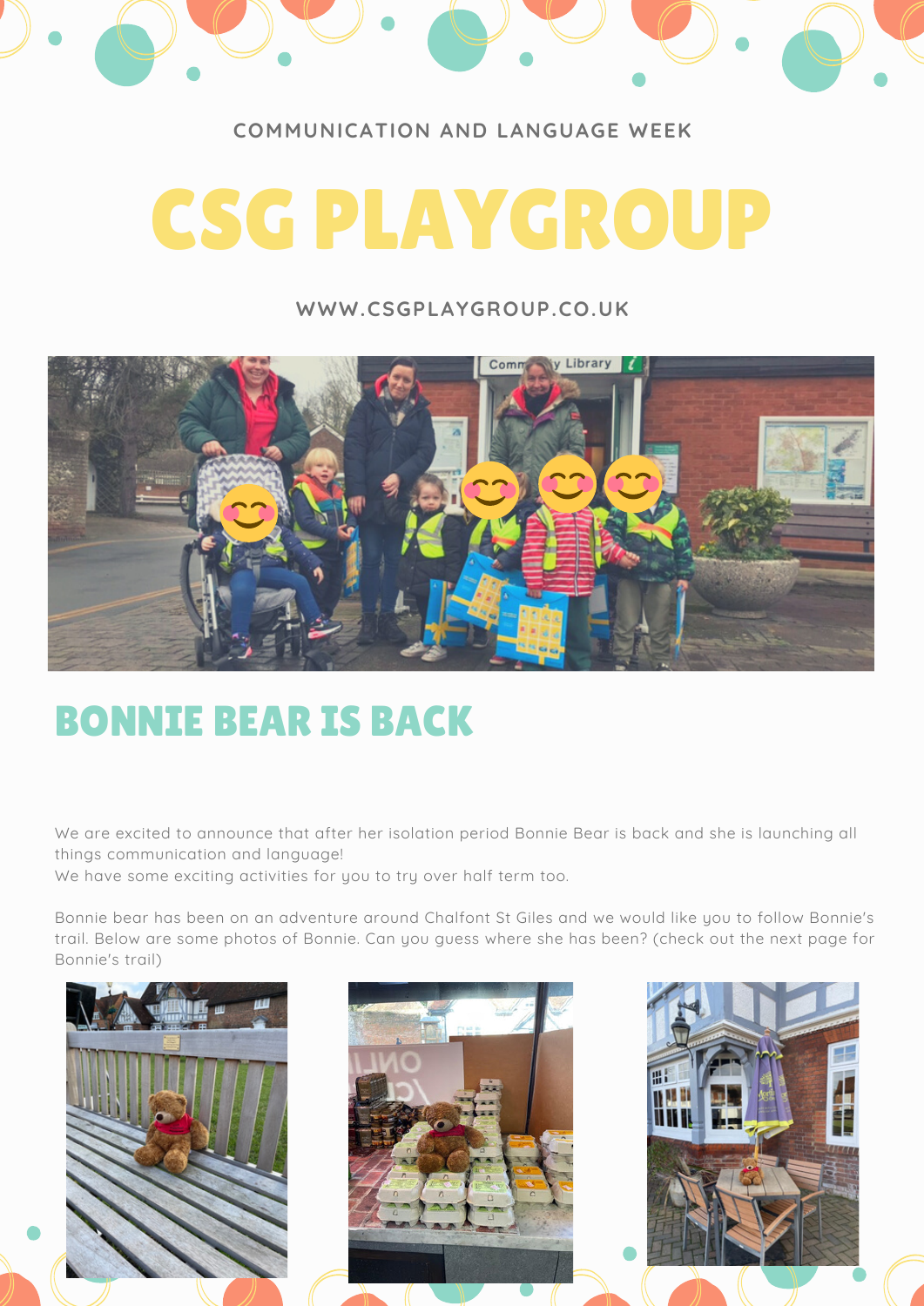COMMUNICATION AND LANGUAGE WEEK

# CSG PLAYGROUP

WWW.CSGPLAYGROUP.CO.UK

## BONNIE BEAR IS BACK

We are excited to announce that after her isolation period Bonnie Bear is back and she is launching all things communication and language!
We have some exciting activities for you to try over half term too.

Bonnie bear has been on an adventure around Chalfont St Giles and we would like you to follow Bonnie's trail. Below are some photos of Bonnie. Can you guess where she has been? (check out the next page for Bonnie's trail)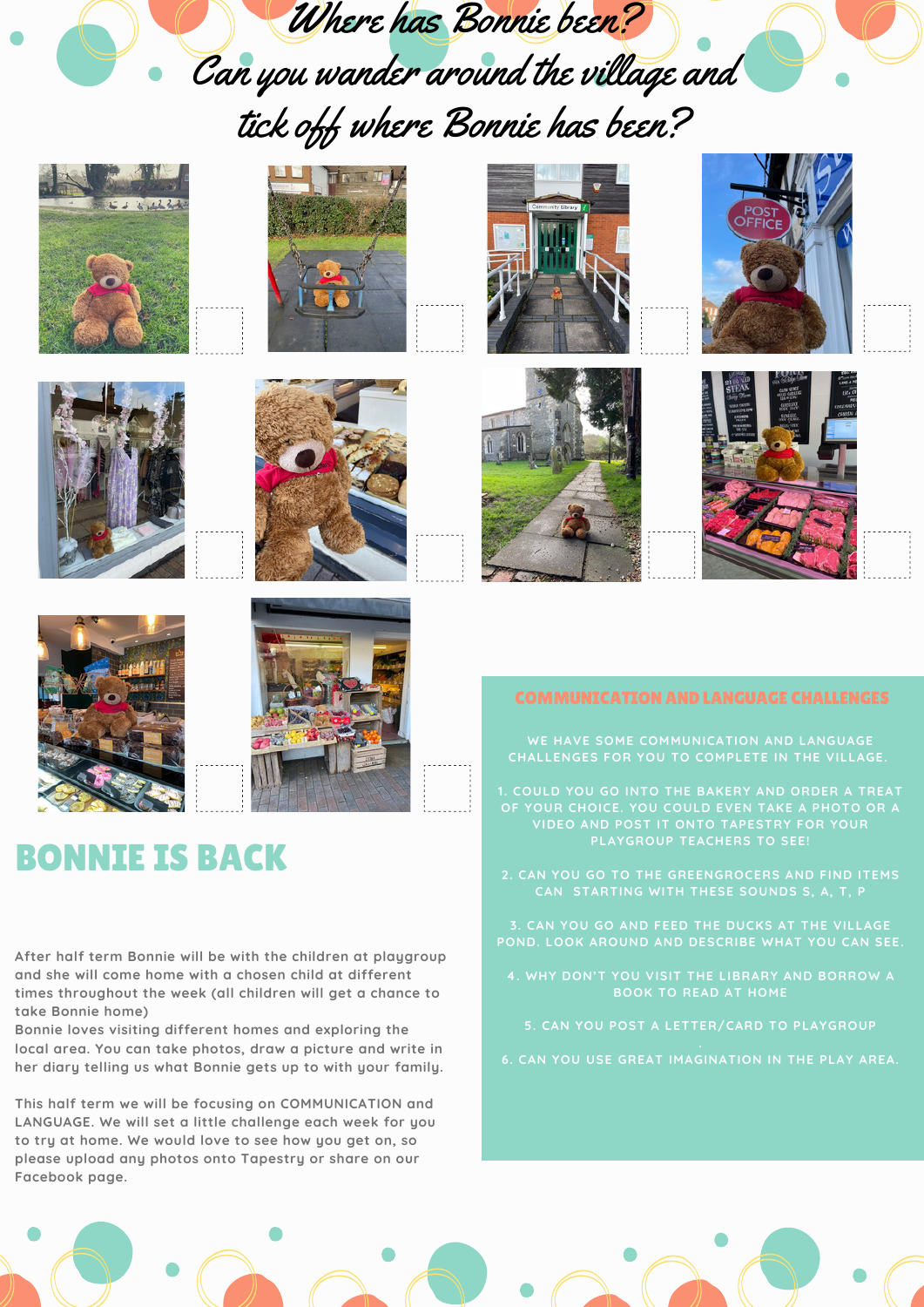# Where has Bonnie been?
# Can you wander around the village and tick off where Bonnie has been?

## BONNIE IS BACK

After half term Bonnie will be with the children at playgroup and she will come home with a chosen child at different times throughout the week (all children will get a chance to take Bonnie home)
Bonnie loves visiting different homes and exploring the local area. You can take photos, draw a picture and write in her diary telling us what Bonnie gets up to with your family.

This half term we will be focusing on COMMUNICATION and LANGUAGE. We will set a little challenge each week for you to try at home. We would love to see how you get on, so please upload any photos onto Tapestry or share on our Facebook page.

## COMMUNICATION AND LANGUAGE CHALLENGES

WE HAVE SOME COMMUNICATION AND LANGUAGE CHALLENGES FOR YOU TO COMPLETE IN THE VILLAGE.

1. COULD YOU GO INTO THE BAKERY AND ORDER A TREAT OF YOUR CHOICE. YOU COULD EVEN TAKE A PHOTO OR A VIDEO AND POST IT ONTO TAPESTRY FOR YOUR PLAYGROUP TEACHERS TO SEE!

2. CAN YOU GO TO THE GREENGROCERS AND FIND ITEMS CAN STARTING WITH THESE SOUNDS S, A, T, P

3. CAN YOU GO AND FEED THE DUCKS AT THE VILLAGE POND. LOOK AROUND AND DESCRIBE WHAT YOU CAN SEE.

4. WHY DON'T YOU VISIT THE LIBRARY AND BORROW A BOOK TO READ AT HOME

5. CAN YOU POST A LETTER/CARD TO PLAYGROUP

6. CAN YOU USE GREAT IMAGINATION IN THE PLAY AREA.